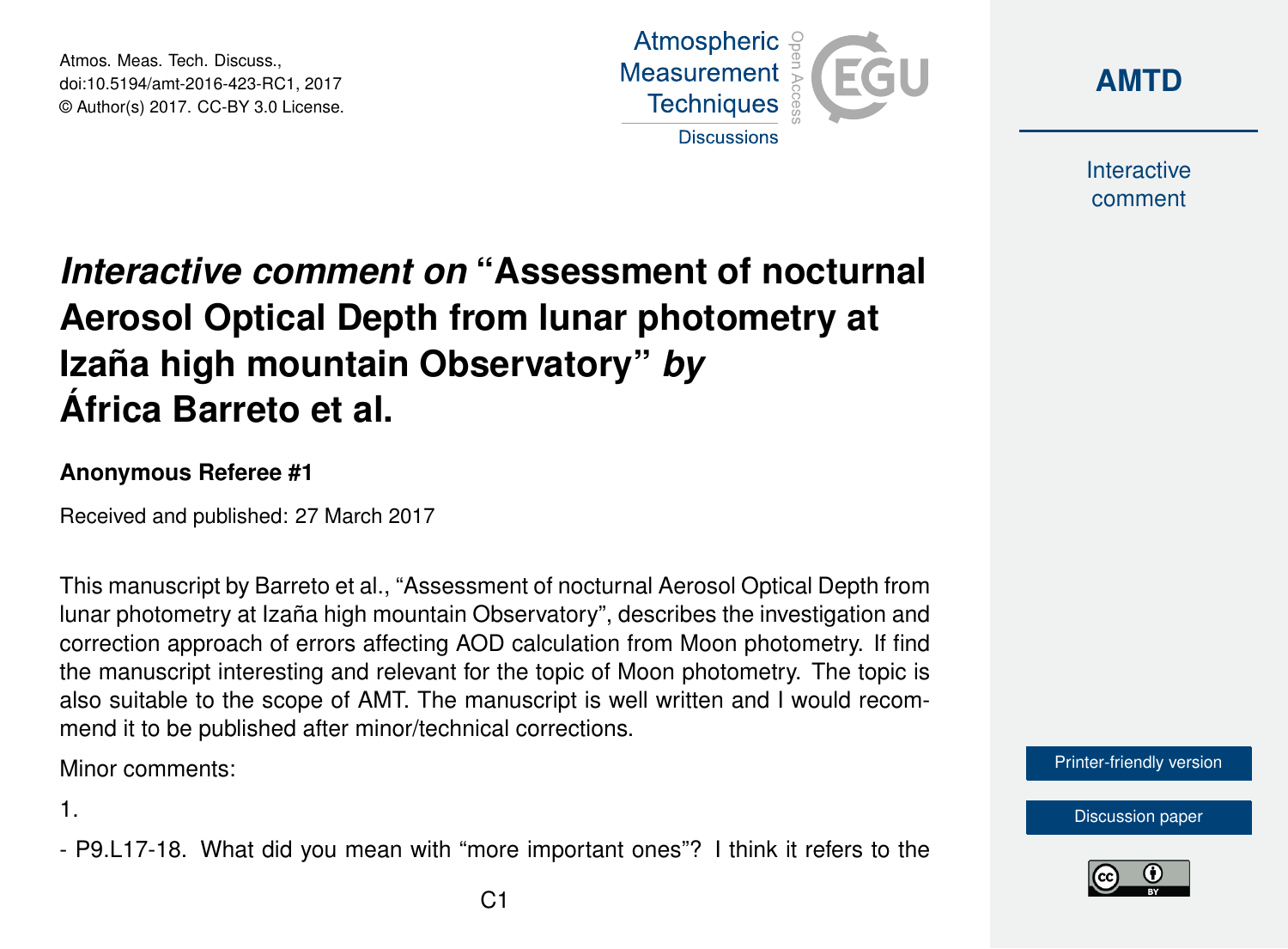# *Interactive comment on* "Assessment of nocturnal Aerosol Optical Depth from lunar photometry at Izaña high mountain Observatory" *by* África Barreto et al.

**Anonymous Referee #1**

Received and published: 27 March 2017

This manuscript by Barreto et al., "Assessment of nocturnal Aerosol Optical Depth from lunar photometry at Izaña high mountain Observatory", describes the investigation and correction approach of errors affecting AOD calculation from Moon photometry. If find the manuscript interesting and relevant for the topic of Moon photometry. The topic is also suitable to the scope of AMT. The manuscript is well written and I would recommend it to be published after minor/technical corrections.

Minor comments:

1.

- P9.L17-18. What did you mean with "more important ones"? I think it refers to the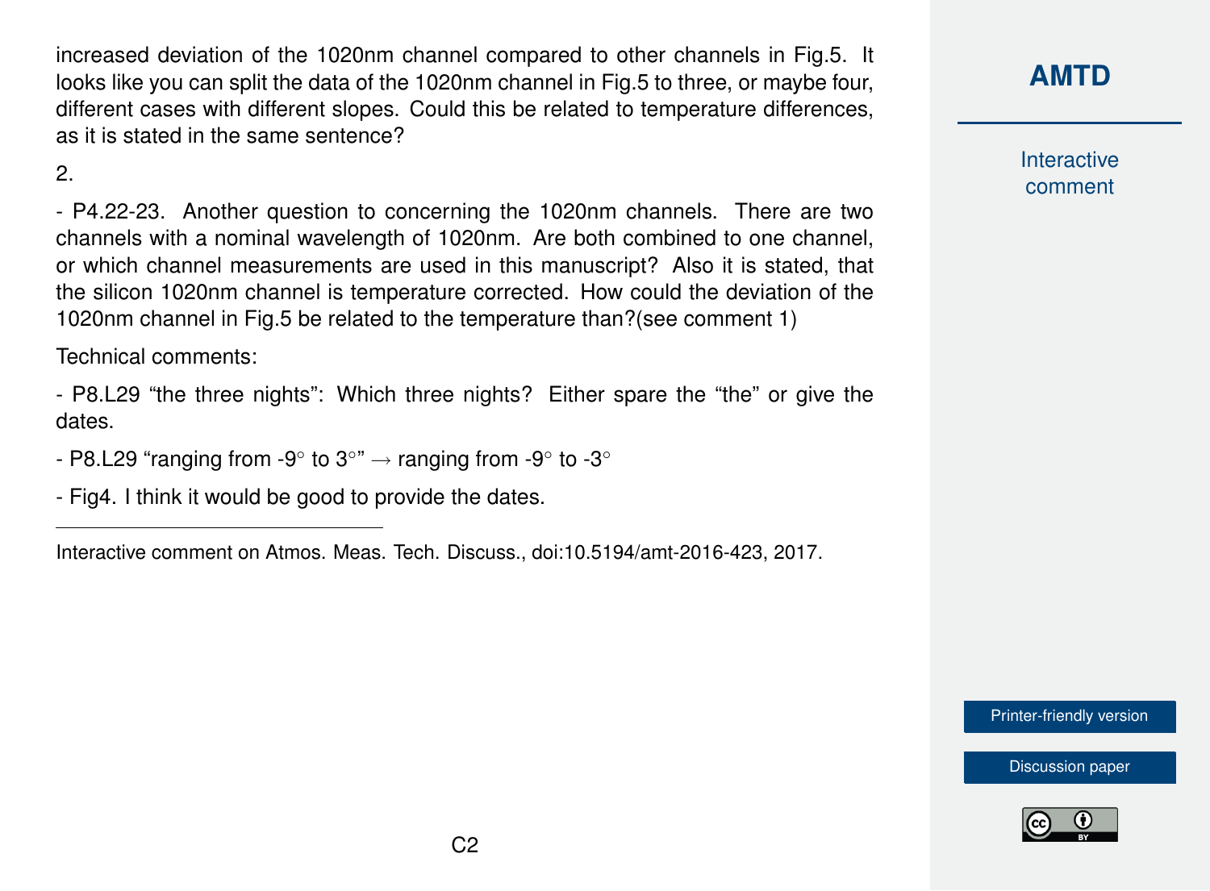increased deviation of the 1020nm channel compared to other channels in Fig.5. It looks like you can split the data of the 1020nm channel in Fig.5 to three, or maybe four, different cases with different slopes. Could this be related to temperature differences, as it is stated in the same sentence?

2.

- P4.22-23. Another question to concerning the 1020nm channels. There are two channels with a nominal wavelength of 1020nm. Are both combined to one channel, or which channel measurements are used in this manuscript? Also it is stated, that the silicon 1020nm channel is temperature corrected. How could the deviation of the 1020nm channel in Fig.5 be related to the temperature than?(see comment 1)

Technical comments:

- P8.L29 “the three nights”: Which three nights? Either spare the “the” or give the dates.

- P8.L29 “ranging from -9° to 3°” → ranging from -9° to -3°

- Fig4. I think it would be good to provide the dates.

---

Interactive comment on Atmos. Meas. Tech. Discuss., doi:10.5194/amt-2016-423, 2017.